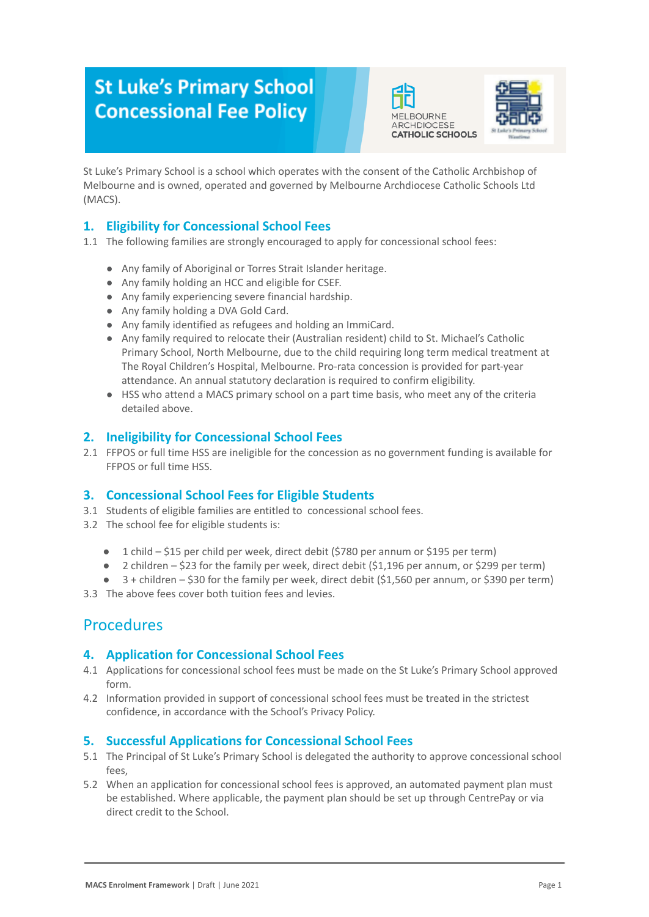# St Luke's Primary School Concessional Fee Policy

MELBOURNE ARCHDIOCESE CATHOLIC SCHOOLS

St Luke's Primary School is a school which operates with the consent of the Catholic Archbishop of Melbourne and is owned, operated and governed by Melbourne Archdiocese Catholic Schools Ltd (MACS).

## 1. Eligibility for Concessional School Fees

1.1 The following families are strongly encouraged to apply for concessional school fees:

- Any family of Aboriginal or Torres Strait Islander heritage.
- Any family holding an HCC and eligible for CSEF.
- Any family experiencing severe financial hardship.
- Any family holding a DVA Gold Card.
- Any family identified as refugees and holding an ImmiCard.
- Any family required to relocate their (Australian resident) child to St. Michael's Catholic Primary School, North Melbourne, due to the child requiring long term medical treatment at The Royal Children's Hospital, Melbourne. Pro-rata concession is provided for part-year attendance. An annual statutory declaration is required to confirm eligibility.
- HSS who attend a MACS primary school on a part time basis, who meet any of the criteria detailed above.

## 2. Ineligibility for Concessional School Fees

2.1 FFPOS or full time HSS are ineligible for the concession as no government funding is available for FFPOS or full time HSS.

## 3. Concessional School Fees for Eligible Students

3.1 Students of eligible families are entitled to concessional school fees.

3.2 The school fee for eligible students is:

- 1 child – $15 per child per week, direct debit ($780 per annum or $195 per term)
- 2 children – $23 for the family per week, direct debit ($1,196 per annum, or $299 per term)
- 3 + children – $30 for the family per week, direct debit ($1,560 per annum, or $390 per term)

3.3 The above fees cover both tuition fees and levies.

# Procedures

## 4. Application for Concessional School Fees

4.1 Applications for concessional school fees must be made on the St Luke's Primary School approved form.

4.2 Information provided in support of concessional school fees must be treated in the strictest confidence, in accordance with the School's Privacy Policy.

## 5. Successful Applications for Concessional School Fees

5.1 The Principal of St Luke's Primary School is delegated the authority to approve concessional school fees,

5.2 When an application for concessional school fees is approved, an automated payment plan must be established. Where applicable, the payment plan should be set up through CentrePay or via direct credit to the School.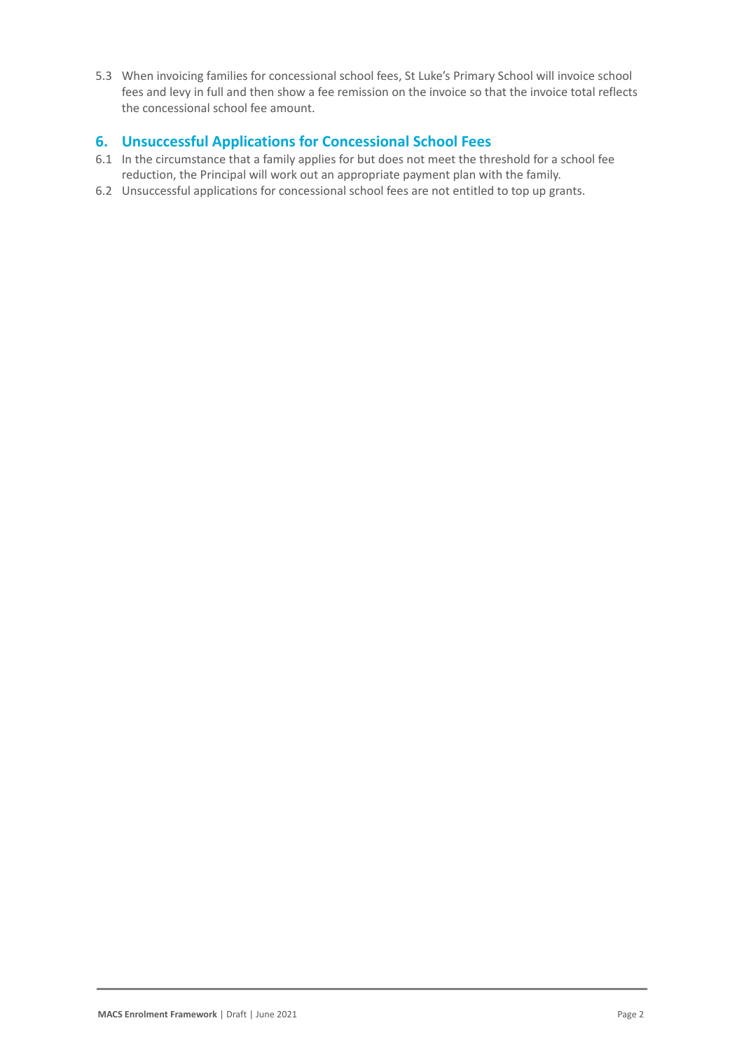5.3 When invoicing families for concessional school fees, St Luke's Primary School will invoice school fees and levy in full and then show a fee remission on the invoice so that the invoice total reflects the concessional school fee amount.

## 6. Unsuccessful Applications for Concessional School Fees

6.1 In the circumstance that a family applies for but does not meet the threshold for a school fee reduction, the Principal will work out an appropriate payment plan with the family.

6.2 Unsuccessful applications for concessional school fees are not entitled to top up grants.